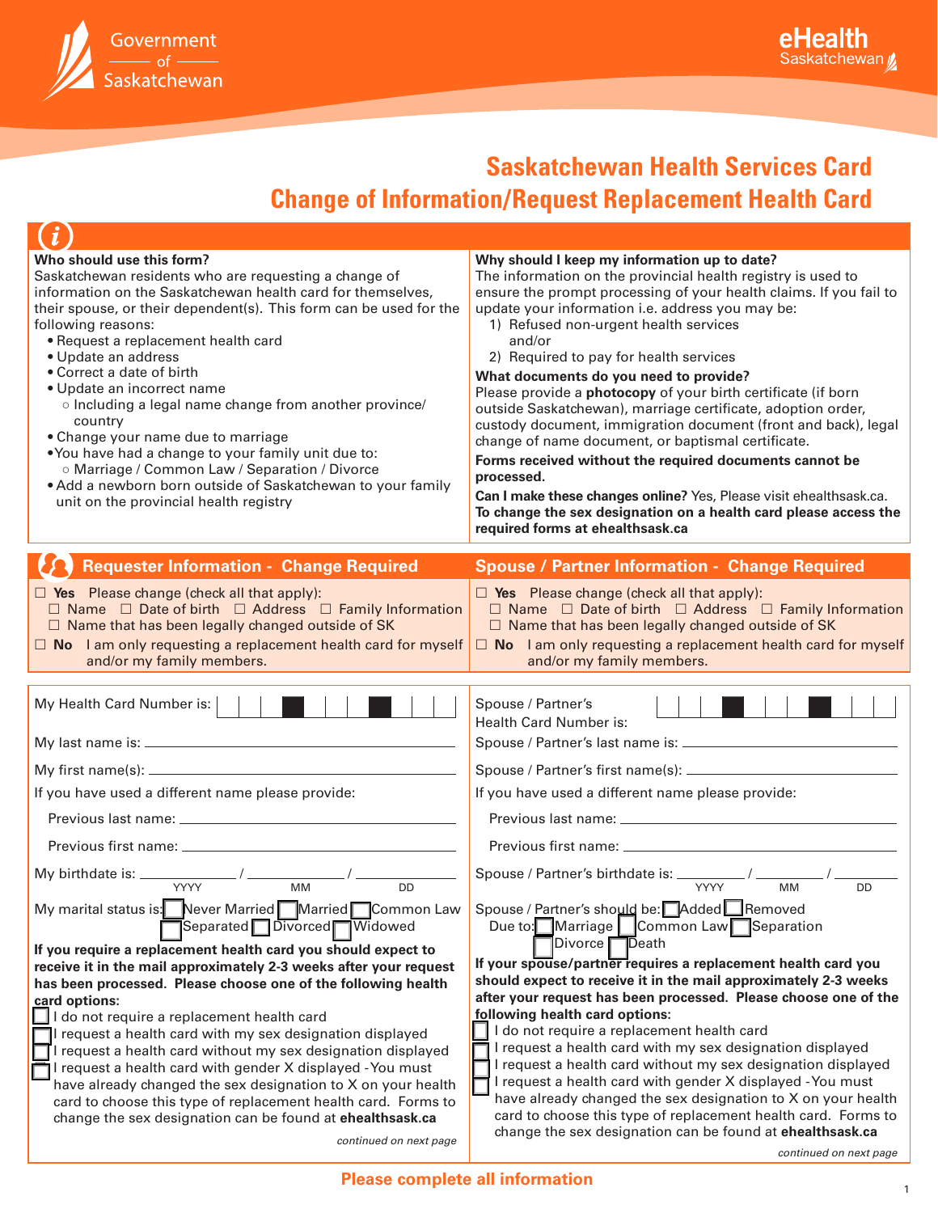Government of Saskatchewan

eHealth Saskatchewan

# Saskatchewan Health Services Card

## Change of Information/Request Replacement Health Card

**Who should use this form?**
Saskatchewan residents who are requesting a change of information on the Saskatchewan health card for themselves, their spouse, or their dependent(s). This form can be used for the following reasons:

- Request a replacement health card
- Update an address
- Correct a date of birth
- Update an incorrect name
  - Including a legal name change from another province/ country
- Change your name due to marriage
- You have had a change to your family unit due to:
  - Marriage / Common Law / Separation / Divorce
- Add a newborn born outside of Saskatchewan to your family unit on the provincial health registry

**Why should I keep my information up to date?**
The information on the provincial health registry is used to ensure the prompt processing of your health claims. If you fail to update your information i.e. address you may be:

1) Refused non-urgent health services
   and/or
2) Required to pay for health services

**What documents do you need to provide?**
Please provide a **photocopy** of your birth certificate (if born outside Saskatchewan), marriage certificate, adoption order, custody document, immigration document (front and back), legal change of name document, or baptismal certificate.

**Forms received without the required documents cannot be processed.**

**Can I make these changes online?** Yes, Please visit ehealthsask.ca.
**To change the sex designation on a health card please access the required forms at ehealthsask.ca**

## Requester Information - Change Required

☐ **Yes** Please change (check all that apply):
☐ Name ☐ Date of birth ☐ Address ☐ Family Information
☐ Name that has been legally changed outside of SK

☐ **No** I am only requesting a replacement health card for myself and/or my family members.

My Health Card Number is: ____________

My last name is: ____________

My first name(s): ____________

If you have used a different name please provide:

Previous last name: ____________

Previous first name: ____________

My birthdate is: ______ / ______ / ______ (YYYY / MM / DD)

My marital status is: ☐ Never Married ☐ Married ☐ Common Law ☐ Separated ☐ Divorced ☐ Widowed

**If you require a replacement health card you should expect to receive it in the mail approximately 2-3 weeks after your request has been processed. Please choose one of the following health card options:**

☐ I do not require a replacement health card
☐ I request a health card with my sex designation displayed
☐ I request a health card without my sex designation displayed
☐ I request a health card with gender X displayed - You must have already changed the sex designation to X on your health card to choose this type of replacement health card. Forms to change the sex designation can be found at **ehealthsask.ca**

*continued on next page*

## Spouse / Partner Information - Change Required

☐ **Yes** Please change (check all that apply):
☐ Name ☐ Date of birth ☐ Address ☐ Family Information
☐ Name that has been legally changed outside of SK

☐ **No** I am only requesting a replacement health card for myself and/or my family members.

Spouse / Partner's Health Card Number is: ____________

Spouse / Partner's last name is: ____________

Spouse / Partner's first name(s): ____________

If you have used a different name please provide:

Previous last name: ____________

Previous first name: ____________

Spouse / Partner's birthdate is: ______ / ______ / ______ (YYYY / MM / DD)

Spouse / Partner's should be: ☐ Added ☐ Removed
Due to: ☐ Marriage ☐ Common Law ☐ Separation ☐ Divorce ☐ Death

**If your spouse/partner requires a replacement health card you should expect to receive it in the mail approximately 2-3 weeks after your request has been processed. Please choose one of the following health card options:**

☐ I do not require a replacement health card
☐ I request a health card with my sex designation displayed
☐ I request a health card without my sex designation displayed
☐ I request a health card with gender X displayed - You must have already changed the sex designation to X on your health card to choose this type of replacement health card. Forms to change the sex designation can be found at **ehealthsask.ca**

*continued on next page*

**Please complete all information**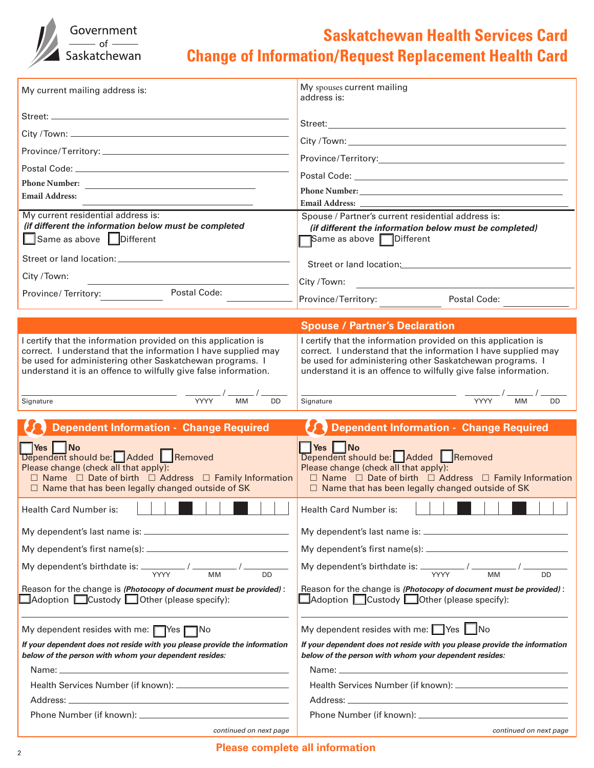Government of Saskatchewan

# Saskatchewan Health Services Card
# Change of Information/Request Replacement Health Card

My current mailing address is:

Street: ______________________

City / Town: ______________________

Province/Territory: ______________________

Postal Code: ______________________

**Phone Number:** ______________________

**Email Address:** ______________________

My current residential address is:
***(if different the information below must be completed***

☐ Same as above ☐ Different

Street or land location: ______________________

City / Town: ______________________

Province/ Territory: __________ Postal Code: __________

My spouses current mailing address is:

Street: ______________________

City / Town: ______________________

Province/Territory: ______________________

Postal Code: ______________________

**Phone Number:** ______________________

**Email Address:** ______________________

Spouse / Partner's current residential address is:
***(if different the information below must be completed)***

☐ Same as above ☐ Different

Street or land location: ______________________

City / Town: ______________________

Province/Territory: __________ Postal Code: __________

I certify that the information provided on this application is correct. I understand that the information I have supplied may be used for administering other Saskatchewan programs. I understand it is an offence to wilfully give false information.

Signature ______________________ ______ / ______ / ______ (YYYY MM DD)

## Spouse / Partner's Declaration

I certify that the information provided on this application is correct. I understand that the information I have supplied may be used for administering other Saskatchewan programs. I understand it is an offence to wilfully give false information.

Signature ______________________ ______ / ______ / ______ (YYYY MM DD)

## Dependent Information - Change Required

☐ **Yes** ☐ **No**

Dependent should be: ☐ Added ☐ Removed

Please change (check all that apply):

☐ Name ☐ Date of birth ☐ Address ☐ Family Information
☐ Name that has been legally changed outside of SK

Health Card Number is: ☐☐☐☐ ☐☐☐☐ ☐☐☐☐

My dependent's last name is: ______________________

My dependent's first name(s): ______________________

My dependent's birthdate is: ______ / ______ / ______ (YYYY MM DD)

Reason for the change is ***(Photocopy of document must be provided)***:
☐ Adoption ☐ Custody ☐ Other (please specify): ______________________

My dependent resides with me: ☐ Yes ☐ No

***If your dependent does not reside with you please provide the information below of the person with whom your dependent resides:***

Name: ______________________

Health Services Number (if known): ______________________

Address: ______________________

Phone Number (if known): ______________________

*continued on next page*

## Dependent Information - Change Required

☐ **Yes** ☐ **No**

Dependent should be: ☐ Added ☐ Removed

Please change (check all that apply):

☐ Name ☐ Date of birth ☐ Address ☐ Family Information
☐ Name that has been legally changed outside of SK

Health Card Number is: ☐☐☐☐ ☐☐☐☐ ☐☐☐☐

My dependent's last name is: ______________________

My dependent's first name(s): ______________________

My dependent's birthdate is: ______ / ______ / ______ (YYYY MM DD)

Reason for the change is ***(Photocopy of document must be provided)***:
☐ Adoption ☐ Custody ☐ Other (please specify): ______________________

My dependent resides with me: ☐ Yes ☐ No

***If your dependent does not reside with you please provide the information below of the person with whom your dependent resides:***

Name: ______________________

Health Services Number (if known): ______________________

Address: ______________________

Phone Number (if known): ______________________

*continued on next page*

**Please complete all information**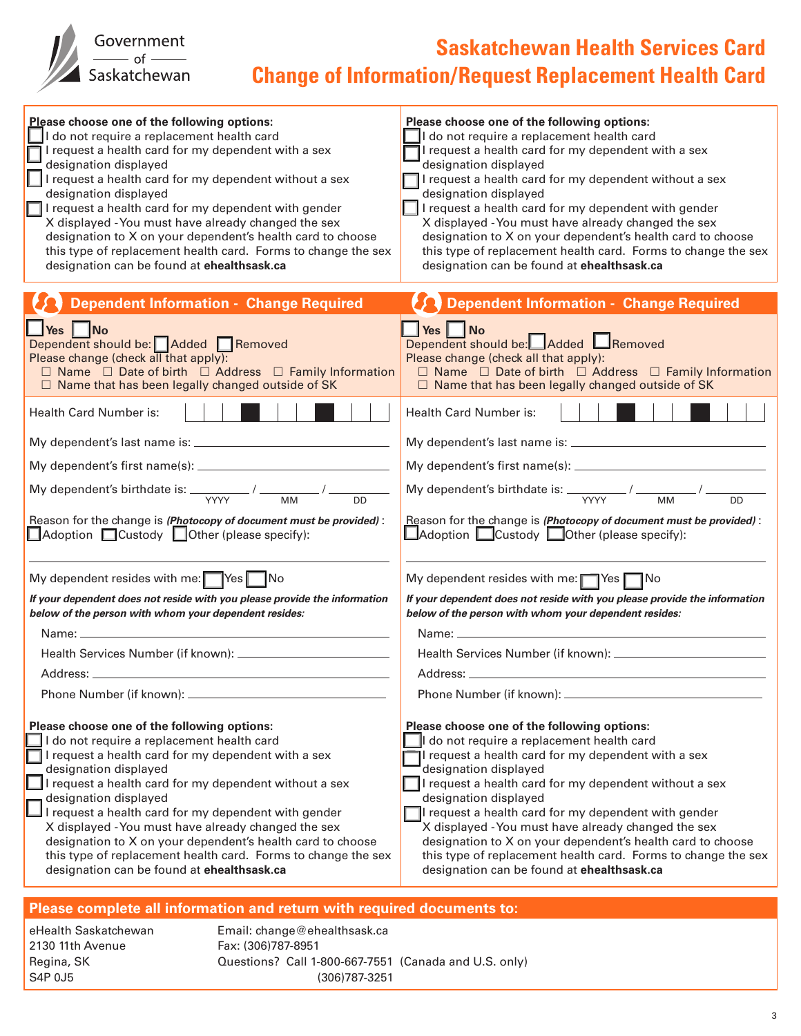# Saskatchewan Health Services Card

## Change of Information/Request Replacement Health Card

**Please choose one of the following options:**

☐ I do not require a replacement health card
☐ I request a health card for my dependent with a sex designation displayed
☐ I request a health card for my dependent without a sex designation displayed
☐ I request a health card for my dependent with gender X displayed - You must have already changed the sex designation to X on your dependent's health card to choose this type of replacement health card. Forms to change the sex designation can be found at **ehealthsask.ca**

**Please choose one of the following options:**

☐ I do not require a replacement health card
☐ I request a health card for my dependent with a sex designation displayed
☐ I request a health card for my dependent without a sex designation displayed
☐ I request a health card for my dependent with gender X displayed - You must have already changed the sex designation to X on your dependent's health card to choose this type of replacement health card. Forms to change the sex designation can be found at **ehealthsask.ca**

## Dependent Information - Change Required

☐ **Yes** ☐ **No**
Dependent should be: ☐ Added ☐ Removed
Please change (check all that apply):
☐ Name ☐ Date of birth ☐ Address ☐ Family Information
☐ Name that has been legally changed outside of SK

Health Card Number is: ____________

My dependent's last name is: ____________

My dependent's first name(s): ____________

My dependent's birthdate is: ________ / ________ / ________
YYYY MM DD

Reason for the change is ***(Photocopy of document must be provided)***:
☐ Adoption ☐ Custody ☐ Other (please specify):

____________

My dependent resides with me: ☐ Yes ☐ No

***If your dependent does not reside with you please provide the information below of the person with whom your dependent resides:***

Name: ____________

Health Services Number (if known): ____________

Address: ____________

Phone Number (if known): ____________

**Please choose one of the following options:**

☐ I do not require a replacement health card
☐ I request a health card for my dependent with a sex designation displayed
☐ I request a health card for my dependent without a sex designation displayed
☐ I request a health card for my dependent with gender X displayed - You must have already changed the sex designation to X on your dependent's health card to choose this type of replacement health card. Forms to change the sex designation can be found at **ehealthsask.ca**

## Dependent Information - Change Required

☐ **Yes** ☐ **No**
Dependent should be: ☐ Added ☐ Removed
Please change (check all that apply):
☐ Name ☐ Date of birth ☐ Address ☐ Family Information
☐ Name that has been legally changed outside of SK

Health Card Number is: ____________

My dependent's last name is: ____________

My dependent's first name(s): ____________

My dependent's birthdate is: ________ / ________ / ________
YYYY MM DD

Reason for the change is ***(Photocopy of document must be provided)***:
☐ Adoption ☐ Custody ☐ Other (please specify):

____________

My dependent resides with me: ☐ Yes ☐ No

***If your dependent does not reside with you please provide the information below of the person with whom your dependent resides:***

Name: ____________

Health Services Number (if known): ____________

Address: ____________

Phone Number (if known): ____________

**Please choose one of the following options:**

☐ I do not require a replacement health card
☐ I request a health card for my dependent with a sex designation displayed
☐ I request a health card for my dependent without a sex designation displayed
☐ I request a health card for my dependent with gender X displayed - You must have already changed the sex designation to X on your dependent's health card to choose this type of replacement health card. Forms to change the sex designation can be found at **ehealthsask.ca**

## Please complete all information and return with required documents to:

eHealth Saskatchewan
2130 11th Avenue
Regina, SK
S4P 0J5

Email: change@ehealthsask.ca
Fax: (306)787-8951
Questions? Call 1-800-667-7551 (Canada and U.S. only)
(306)787-3251